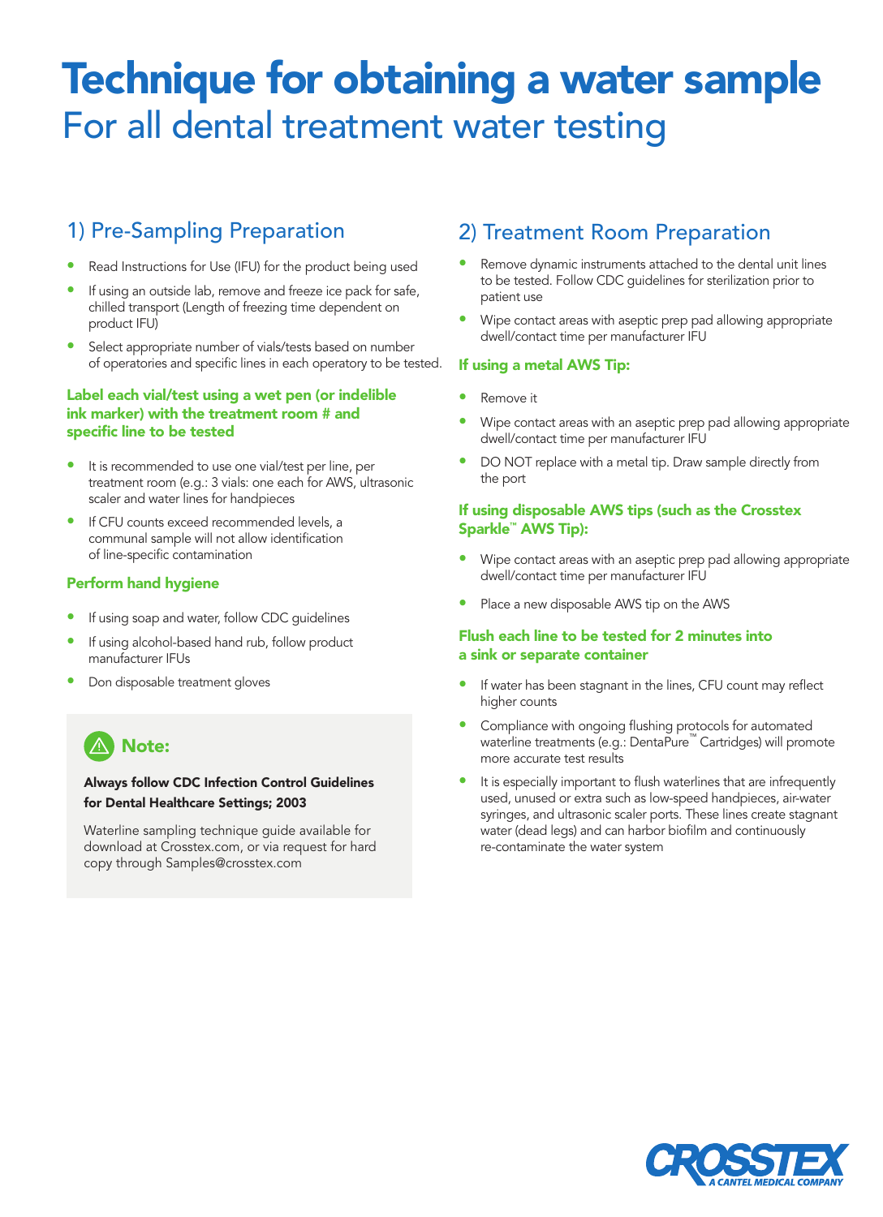# Technique for obtaining a water sample

## For all dental treatment water testing

## 1) Pre-Sampling Preparation

- Read Instructions for Use (IFU) for the product being used
- If using an outside lab, remove and freeze ice pack for safe, chilled transport (Length of freezing time dependent on product IFU)
- Select appropriate number of vials/tests based on number of operatories and specific lines in each operatory to be tested.

### Label each vial/test using a wet pen (or indelible ink marker) with the treatment room # and specific line to be tested

- It is recommended to use one vial/test per line, per treatment room (e.g.: 3 vials: one each for AWS, ultrasonic scaler and water lines for handpieces
- If CFU counts exceed recommended levels, a communal sample will not allow identification of line-specific contamination

### Perform hand hygiene

- If using soap and water, follow CDC guidelines
- If using alcohol-based hand rub, follow product manufacturer IFUs
- Don disposable treatment gloves

> **Note:**
>
> **Always follow CDC Infection Control Guidelines for Dental Healthcare Settings; 2003**
>
> Waterline sampling technique guide available for download at Crosstex.com, or via request for hard copy through Samples@crosstex.com

## 2) Treatment Room Preparation

- Remove dynamic instruments attached to the dental unit lines to be tested. Follow CDC guidelines for sterilization prior to patient use
- Wipe contact areas with aseptic prep pad allowing appropriate dwell/contact time per manufacturer IFU

### If using a metal AWS Tip:

- Remove it
- Wipe contact areas with an aseptic prep pad allowing appropriate dwell/contact time per manufacturer IFU
- DO NOT replace with a metal tip. Draw sample directly from the port

### If using disposable AWS tips (such as the Crosstex Sparkle™ AWS Tip):

- Wipe contact areas with an aseptic prep pad allowing appropriate dwell/contact time per manufacturer IFU
- Place a new disposable AWS tip on the AWS

### Flush each line to be tested for 2 minutes into a sink or separate container

- If water has been stagnant in the lines, CFU count may reflect higher counts
- Compliance with ongoing flushing protocols for automated waterline treatments (e.g.: DentaPure™ Cartridges) will promote more accurate test results
- It is especially important to flush waterlines that are infrequently used, unused or extra such as low-speed handpieces, air-water syringes, and ultrasonic scaler ports. These lines create stagnant water (dead legs) and can harbor biofilm and continuously re-contaminate the water system

CROSSTEX
A CANTEL MEDICAL COMPANY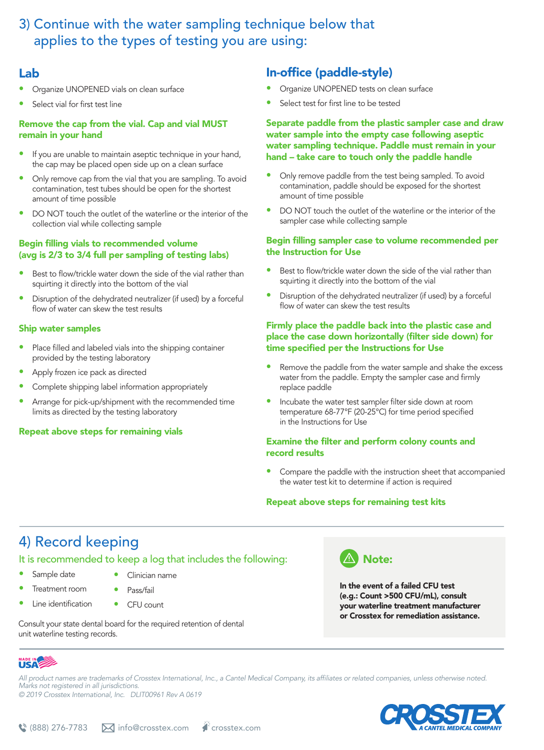## 3) Continue with the water sampling technique below that applies to the types of testing you are using:

### Lab

- Organize UNOPENED vials on clean surface
- Select vial for first test line

**Remove the cap from the vial. Cap and vial MUST remain in your hand**

- If you are unable to maintain aseptic technique in your hand, the cap may be placed open side up on a clean surface
- Only remove cap from the vial that you are sampling. To avoid contamination, test tubes should be open for the shortest amount of time possible
- DO NOT touch the outlet of the waterline or the interior of the collection vial while collecting sample

**Begin filling vials to recommended volume (avg is 2/3 to 3/4 full per sampling of testing labs)**

- Best to flow/trickle water down the side of the vial rather than squirting it directly into the bottom of the vial
- Disruption of the dehydrated neutralizer (if used) by a forceful flow of water can skew the test results

**Ship water samples**

- Place filled and labeled vials into the shipping container provided by the testing laboratory
- Apply frozen ice pack as directed
- Complete shipping label information appropriately
- Arrange for pick-up/shipment with the recommended time limits as directed by the testing laboratory

**Repeat above steps for remaining vials**

### In-office (paddle-style)

- Organize UNOPENED tests on clean surface
- Select test for first line to be tested

**Separate paddle from the plastic sampler case and draw water sample into the empty case following aseptic water sampling technique. Paddle must remain in your hand – take care to touch only the paddle handle**

- Only remove paddle from the test being sampled. To avoid contamination, paddle should be exposed for the shortest amount of time possible
- DO NOT touch the outlet of the waterline or the interior of the sampler case while collecting sample

**Begin filling sampler case to volume recommended per the Instruction for Use**

- Best to flow/trickle water down the side of the vial rather than squirting it directly into the bottom of the vial
- Disruption of the dehydrated neutralizer (if used) by a forceful flow of water can skew the test results

**Firmly place the paddle back into the plastic case and place the case down horizontally (filter side down) for time specified per the Instructions for Use**

- Remove the paddle from the water sample and shake the excess water from the paddle. Empty the sampler case and firmly replace paddle
- Incubate the water test sampler filter side down at room temperature 68-77°F (20-25°C) for time period specified in the Instructions for Use

**Examine the filter and perform colony counts and record results**

- Compare the paddle with the instruction sheet that accompanied the water test kit to determine if action is required

**Repeat above steps for remaining test kits**

## 4) Record keeping

It is recommended to keep a log that includes the following:

- Sample date
- Treatment room
- Line identification
- Clinician name
- Pass/fail
- CFU count

Consult your state dental board for the required retention of dental unit waterline testing records.

**Note:**

**In the event of a failed CFU test (e.g.: Count >500 CFU/mL), consult your waterline treatment manufacturer or Crosstex for remediation assistance.**

MADE IN USA

*All product names are trademarks of Crosstex International, Inc., a Cantel Medical Company, its affiliates or related companies, unless otherwise noted. Marks not registered in all jurisdictions.*
*© 2019 Crosstex International, Inc. DLIT00961 Rev A 0619*

(888) 276-7783 info@crosstex.com crosstex.com

CROSSTEX A CANTEL MEDICAL COMPANY